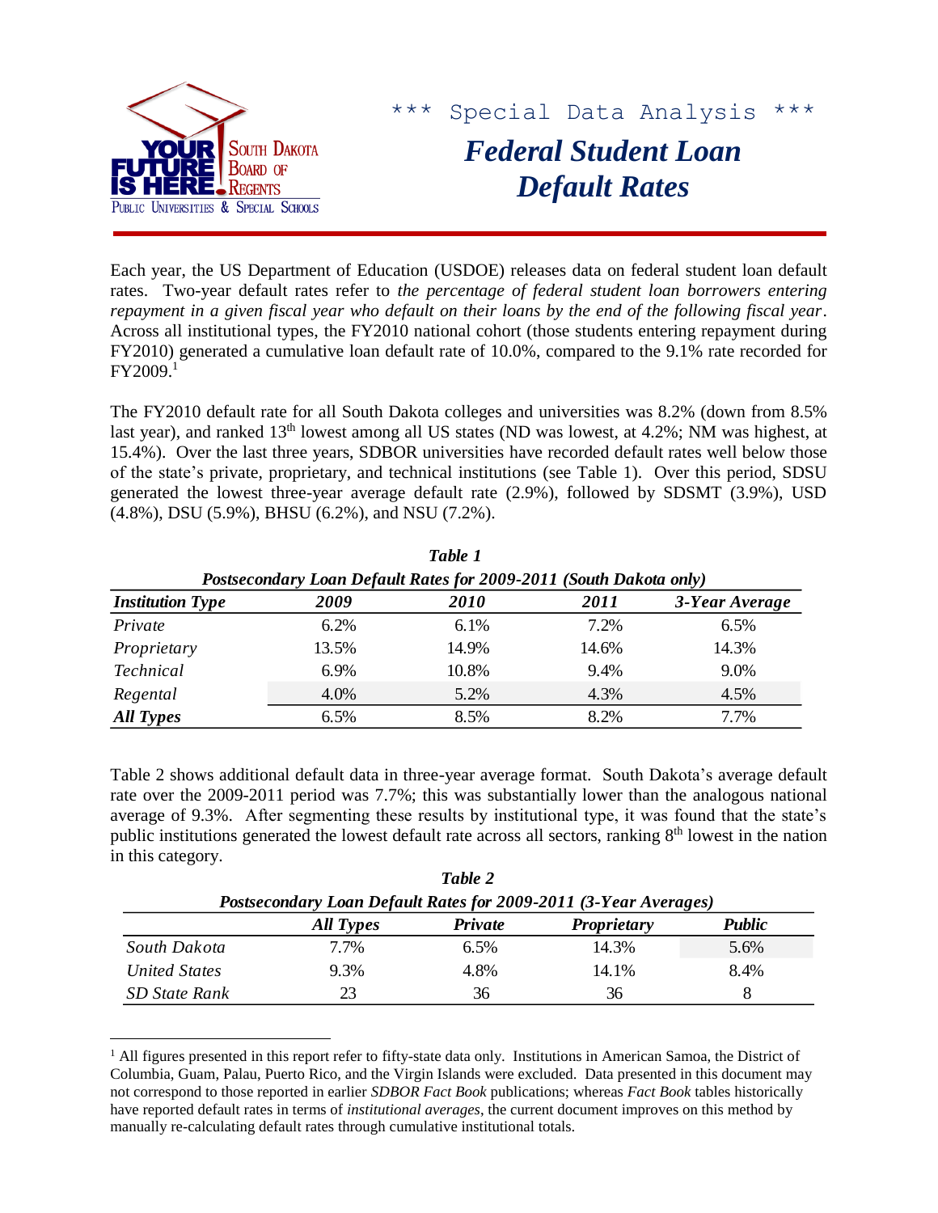*** Special Data Analysis ***

# Federal Student Loan Default Rates

Each year, the US Department of Education (USDOE) releases data on federal student loan default rates. Two-year default rates refer to *the percentage of federal student loan borrowers entering repayment in a given fiscal year who default on their loans by the end of the following fiscal year*. Across all institutional types, the FY2010 national cohort (those students entering repayment during FY2010) generated a cumulative loan default rate of 10.0%, compared to the 9.1% rate recorded for FY2009.[1]

The FY2010 default rate for all South Dakota colleges and universities was 8.2% (down from 8.5% last year), and ranked 13th lowest among all US states (ND was lowest, at 4.2%; NM was highest, at 15.4%). Over the last three years, SDBOR universities have recorded default rates well below those of the state's private, proprietary, and technical institutions (see Table 1). Over this period, SDSU generated the lowest three-year average default rate (2.9%), followed by SDSMT (3.9%), USD (4.8%), DSU (5.9%), BHSU (6.2%), and NSU (7.2%).

***Table 1***
***Postsecondary Loan Default Rates for 2009-2011 (South Dakota only)***

| *Institution Type* | *2009* | *2010* | *2011* | *3-Year Average* |
|---|---|---|---|---|
| *Private* | 6.2% | 6.1% | 7.2% | 6.5% |
| *Proprietary* | 13.5% | 14.9% | 14.6% | 14.3% |
| *Technical* | 6.9% | 10.8% | 9.4% | 9.0% |
| *Regental* | 4.0% | 5.2% | 4.3% | 4.5% |
| ***All Types*** | 6.5% | 8.5% | 8.2% | 7.7% |

Table 2 shows additional default data in three-year average format. South Dakota's average default rate over the 2009-2011 period was 7.7%; this was substantially lower than the analogous national average of 9.3%. After segmenting these results by institutional type, it was found that the state's public institutions generated the lowest default rate across all sectors, ranking 8th lowest in the nation in this category.

***Table 2***
***Postsecondary Loan Default Rates for 2009-2011 (3-Year Averages)***

| | *All Types* | *Private* | *Proprietary* | *Public* |
|---|---|---|---|---|
| *South Dakota* | 7.7% | 6.5% | 14.3% | 5.6% |
| *United States* | 9.3% | 4.8% | 14.1% | 8.4% |
| *SD State Rank* | 23 | 36 | 36 | 8 |

[1] All figures presented in this report refer to fifty-state data only. Institutions in American Samoa, the District of Columbia, Guam, Palau, Puerto Rico, and the Virgin Islands were excluded. Data presented in this document may not correspond to those reported in earlier *SDBOR Fact Book* publications; whereas *Fact Book* tables historically have reported default rates in terms of *institutional averages*, the current document improves on this method by manually re-calculating default rates through cumulative institutional totals.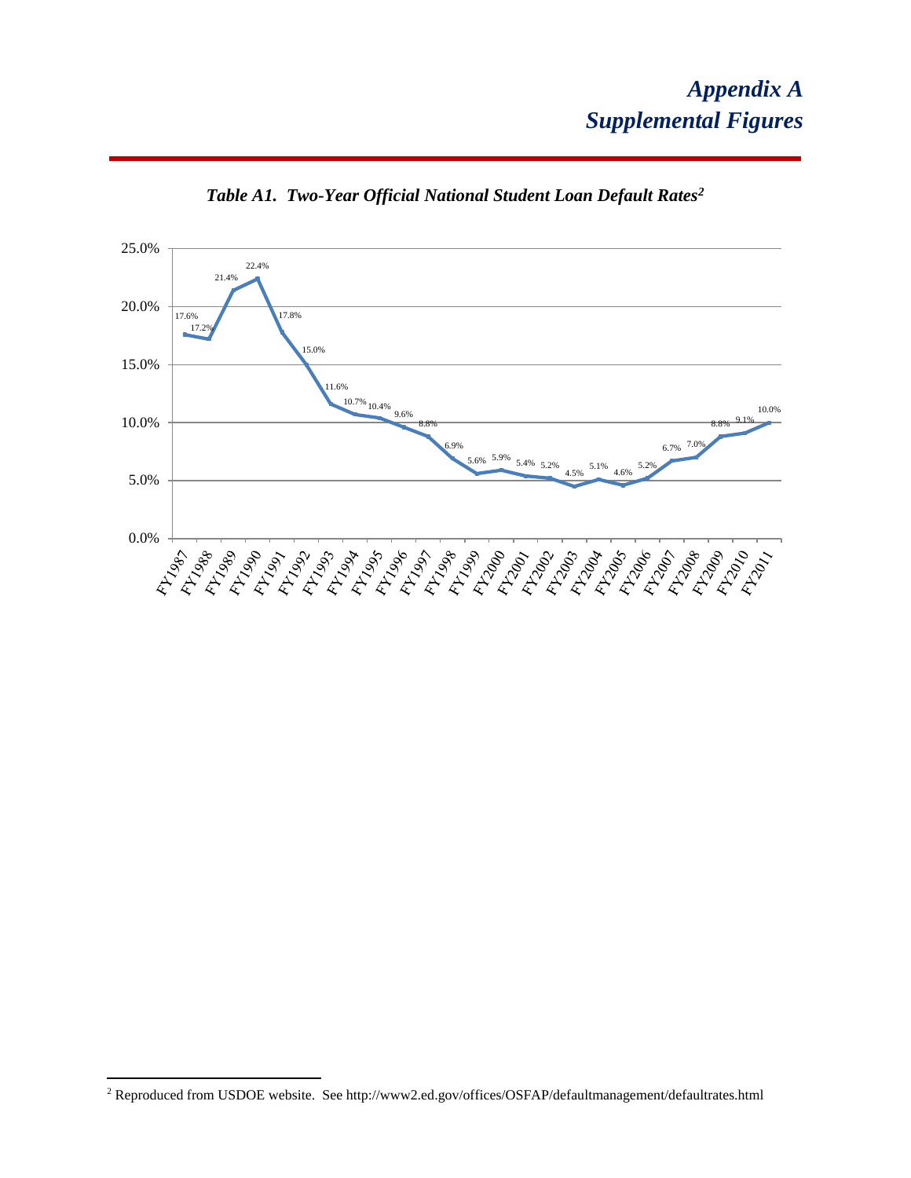# Appendix A
# Supplemental Figures

***Table A1. Two-Year Official National Student Loan Default Rates[2]***

25.0%
20.0%
15.0%
10.0%
5.0%
0.0%

17.6%
17.2%
21.4%
22.4%
17.8%
15.0%
11.6%
10.7%
10.4%
9.6%
8.8%
6.9%
5.6%
5.9%
5.4%
5.2%
4.5%
5.1%
4.6%
5.2%
6.7%
7.0%
8.8%
9.1%
10.0%

FY1987
FY1988
FY1989
FY1990
FY1991
FY1992
FY1993
FY1994
FY1995
FY1996
FY1997
FY1998
FY1999
FY2000
FY2001
FY2002
FY2003
FY2004
FY2005
FY2006
FY2007
FY2008
FY2009
FY2010
FY2011

---

[2] Reproduced from USDOE website. See http://www2.ed.gov/offices/OSFAP/defaultmanagement/defaultrates.html